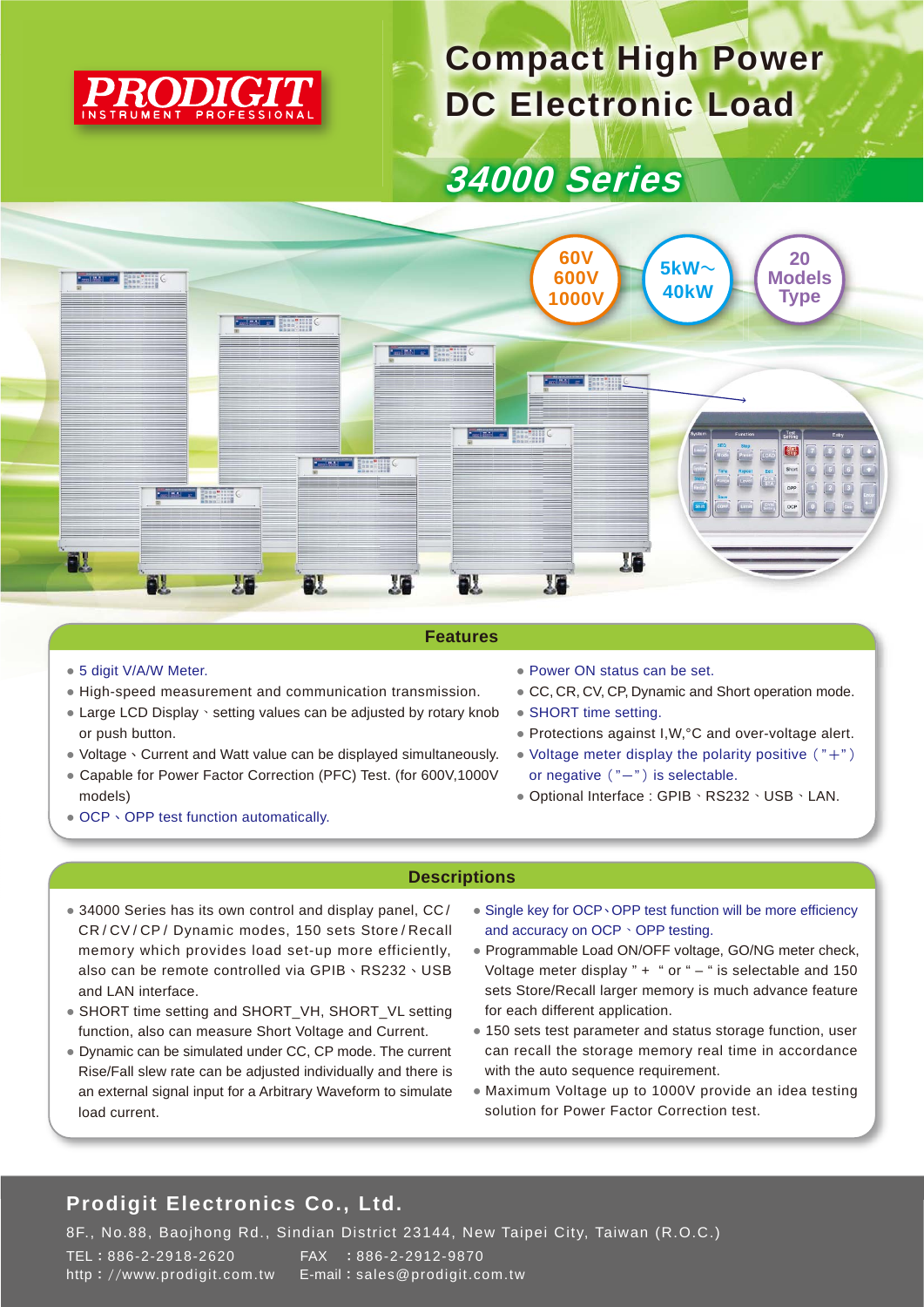PRODIGIT
INSTRUMENT PROFESSIONAL

# Compact High Power DC Electronic Load

## 34000 Series

60V 600V 1000V

5kW～40kW

20 Models Type

## Features

- 5 digit V/A/W Meter.
- High-speed measurement and communication transmission.
- Large LCD Display、setting values can be adjusted by rotary knob or push button.
- Voltage、Current and Watt value can be displayed simultaneously.
- Capable for Power Factor Correction (PFC) Test. (for 600V,1000V models)
- OCP、OPP test function automatically.
- Power ON status can be set.
- CC, CR, CV, CP, Dynamic and Short operation mode.
- SHORT time setting.
- Protections against I,W,°C and over-voltage alert.
- Voltage meter display the polarity positive（"+"）or negative（"−"）is selectable.
- Optional Interface : GPIB、RS232、USB、LAN.

## Descriptions

- 34000 Series has its own control and display panel, CC/CR/CV/CP/ Dynamic modes, 150 sets Store/Recall memory which provides load set-up more efficiently, also can be remote controlled via GPIB、RS232、USB and LAN interface.
- SHORT time setting and SHORT_VH, SHORT_VL setting function, also can measure Short Voltage and Current.
- Dynamic can be simulated under CC, CP mode. The current Rise/Fall slew rate can be adjusted individually and there is an external signal input for a Arbitrary Waveform to simulate load current.
- Single key for OCP、OPP test function will be more efficiency and accuracy on OCP、OPP testing.
- Programmable Load ON/OFF voltage, GO/NG meter check, Voltage meter display " + " or " – " is selectable and 150 sets Store/Recall larger memory is much advance feature for each different application.
- 150 sets test parameter and status storage function, user can recall the storage memory real time in accordance with the auto sequence requirement.
- Maximum Voltage up to 1000V provide an idea testing solution for Power Factor Correction test.

**Prodigit Electronics Co., Ltd.**

8F., No.88, Baojhong Rd., Sindian District 23144, New Taipei City, Taiwan (R.O.C.)

TEL : 886-2-2918-2620　　FAX : 886-2-2912-9870

http : //www.prodigit.com.tw　　E-mail : sales@prodigit.com.tw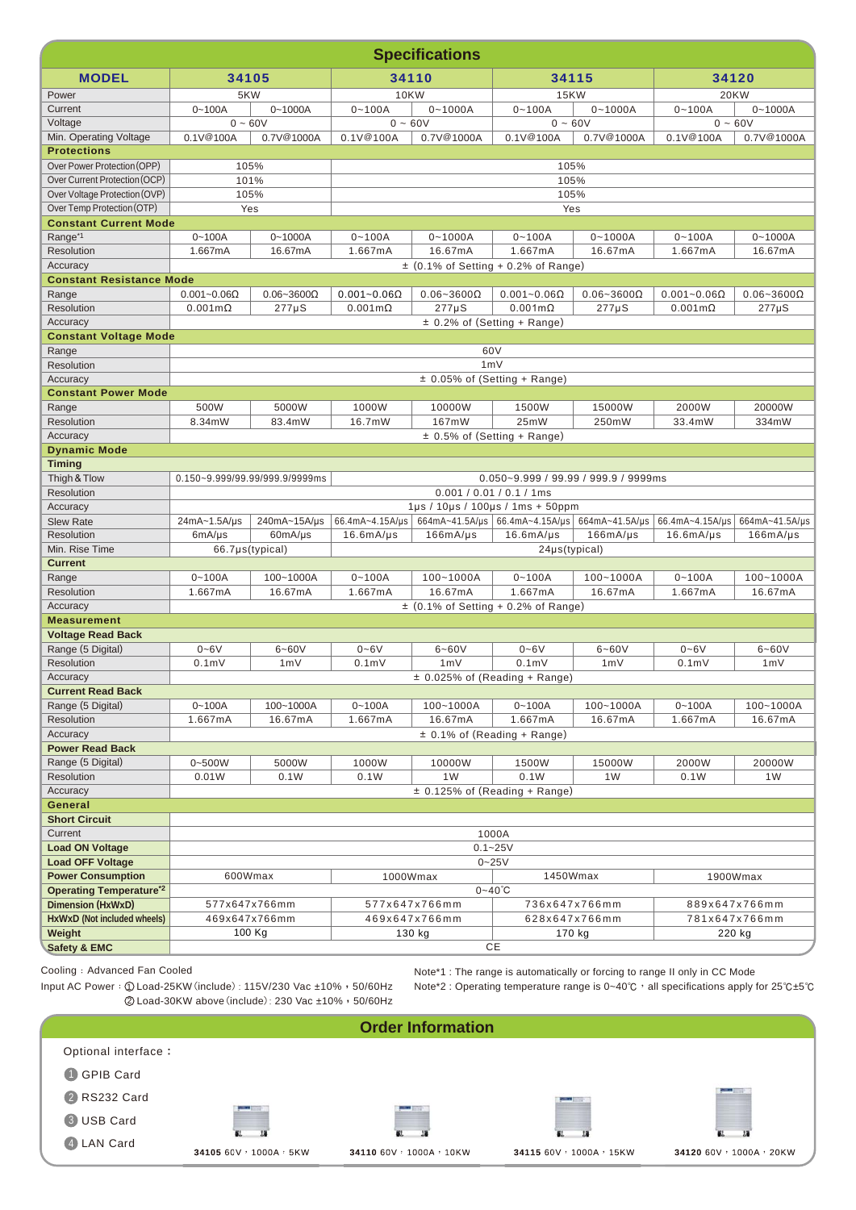## Specifications

| MODEL | 34105 | | 34110 | | 34115 | | 34120 | |
|---|---|---|---|---|---|---|---|---|
| Power | 5KW | | 10KW | | 15KW | | 20KW | |
| Current | 0~100A | 0~1000A | 0~100A | 0~1000A | 0~100A | 0~1000A | 0~100A | 0~1000A |
| Voltage | 0 ~ 60V | | 0 ~ 60V | | 0 ~ 60V | | 0 ~ 60V | |
| Min. Operating Voltage | 0.1V@100A | 0.7V@1000A | 0.1V@100A | 0.7V@1000A | 0.1V@100A | 0.7V@1000A | 0.1V@100A | 0.7V@1000A |
| **Protections** | | | | | | | | |
| Over Power Protection(OPP) | 105% | | 105% | | | | | |
| Over Current Protection(OCP) | 101% | | 105% | | | | | |
| Over Voltage Protection(OVP) | 105% | | 105% | | | | | |
| Over Temp Protection(OTP) | Yes | | Yes | | | | | |
| **Constant Current Mode** | | | | | | | | |
| Range[*1] | 0~100A | 0~1000A | 0~100A | 0~1000A | 0~100A | 0~1000A | 0~100A | 0~1000A |
| Resolution | 1.667mA | 16.67mA | 1.667mA | 16.67mA | 1.667mA | 16.67mA | 1.667mA | 16.67mA |
| Accuracy | ± (0.1% of Setting + 0.2% of Range) | | | | | | | |
| **Constant Resistance Mode** | | | | | | | | |
| Range | 0.001~0.06Ω | 0.06~3600Ω | 0.001~0.06Ω | 0.06~3600Ω | 0.001~0.06Ω | 0.06~3600Ω | 0.001~0.06Ω | 0.06~3600Ω |
| Resolution | 0.001mΩ | 277μS | 0.001mΩ | 277μS | 0.001mΩ | 277μS | 0.001mΩ | 277μS |
| Accuracy | ± 0.2% of (Setting + Range) | | | | | | | |
| **Constant Voltage Mode** | | | | | | | | |
| Range | 60V | | | | | | | |
| Resolution | 1mV | | | | | | | |
| Accuracy | ± 0.05% of (Setting + Range) | | | | | | | |
| **Constant Power Mode** | | | | | | | | |
| Range | 500W | 5000W | 1000W | 10000W | 1500W | 15000W | 2000W | 20000W |
| Resolution | 8.34mW | 83.4mW | 16.7mW | 167mW | 25mW | 250mW | 33.4mW | 334mW |
| Accuracy | ± 0.5% of (Setting + Range) | | | | | | | |
| **Dynamic Mode** | | | | | | | | |
| **Timing** | | | | | | | | |
| Thigh & Tlow | 0.150~9.999/99.99/999.9/9999ms | | 0.050~9.999 / 99.99 / 999.9 / 9999ms | | | | | |
| Resolution | 0.001 / 0.01 / 0.1 / 1ms | | | | | | | |
| Accuracy | 1μs / 10μs / 100μs / 1ms + 50ppm | | | | | | | |
| Slew Rate | 24mA~1.5A/μs | 240mA~15A/μs | 66.4mA~4.15A/μs | 664mA~41.5A/μs | 66.4mA~4.15A/μs | 664mA~41.5A/μs | 66.4mA~4.15A/μs | 664mA~41.5A/μs |
| Resolution | 6mA/μs | 60mA/μs | 16.6mA/μs | 166mA/μs | 16.6mA/μs | 166mA/μs | 16.6mA/μs | 166mA/μs |
| Min. Rise Time | 66.7μs(typical) | | 24μs(typical) | | | | | |
| **Current** | | | | | | | | |
| Range | 0~100A | 100~1000A | 0~100A | 100~1000A | 0~100A | 100~1000A | 0~100A | 100~1000A |
| Resolution | 1.667mA | 16.67mA | 1.667mA | 16.67mA | 1.667mA | 16.67mA | 1.667mA | 16.67mA |
| Accuracy | ± (0.1% of Setting + 0.2% of Range) | | | | | | | |
| **Measurement** | | | | | | | | |
| **Voltage Read Back** | | | | | | | | |
| Range (5 Digital) | 0~6V | 6~60V | 0~6V | 6~60V | 0~6V | 6~60V | 0~6V | 6~60V |
| Resolution | 0.1mV | 1mV | 0.1mV | 1mV | 0.1mV | 1mV | 0.1mV | 1mV |
| Accuracy | ± 0.025% of (Reading + Range) | | | | | | | |
| **Current Read Back** | | | | | | | | |
| Range (5 Digital) | 0~100A | 100~1000A | 0~100A | 100~1000A | 0~100A | 100~1000A | 0~100A | 100~1000A |
| Resolution | 1.667mA | 16.67mA | 1.667mA | 16.67mA | 1.667mA | 16.67mA | 1.667mA | 16.67mA |
| Accuracy | ± 0.1% of (Reading + Range) | | | | | | | |
| **Power Read Back** | | | | | | | | |
| Range (5 Digital) | 0~500W | 5000W | 1000W | 10000W | 1500W | 15000W | 2000W | 20000W |
| Resolution | 0.01W | 0.1W | 0.1W | 1W | 0.1W | 1W | 0.1W | 1W |
| Accuracy | ± 0.125% of (Reading + Range) | | | | | | | |
| **General** | | | | | | | | |
| **Short Circuit** | | | | | | | | |
| Current | 1000A | | | | | | | |
| **Load ON Voltage** | 0.1~25V | | | | | | | |
| **Load OFF Voltage** | 0~25V | | | | | | | |
| **Power Consumption** | 600Wmax | | 1000Wmax | | 1450Wmax | | 1900Wmax | |
| **Operating Temperature[*2]** | 0~40℃ | | | | | | | |
| **Dimension (HxWxD)** | 577x647x766mm | | 577x647x766mm | | 736x647x766mm | | 889x647x766mm | |
| **HxWxD (Not included wheels)** | 469x647x766mm | | 469x647x766mm | | 628x647x766mm | | 781x647x766mm | |
| **Weight** | 100 Kg | | 130 kg | | 170 kg | | 220 kg | |
| **Safety & EMC** | CE | | | | | | | |

Cooling : Advanced Fan Cooled

Input AC Power : ① Load-25KW (include) : 115V/230 Vac ±10% , 50/60Hz
② Load-30KW above (include) : 230 Vac ±10% , 50/60Hz

Note*1 : The range is automatically or forcing to range II only in CC Mode

Note*2 : Operating temperature range is 0~40℃ , all specifications apply for 25℃±5℃

## Order Information

Optional interface :

1. GPIB Card
2. RS232 Card
3. USB Card
4. LAN Card

**34105** 60V , 1000A , 5KW

**34110** 60V , 1000A , 10KW

**34115** 60V , 1000A , 15KW

**34120** 60V , 1000A , 20KW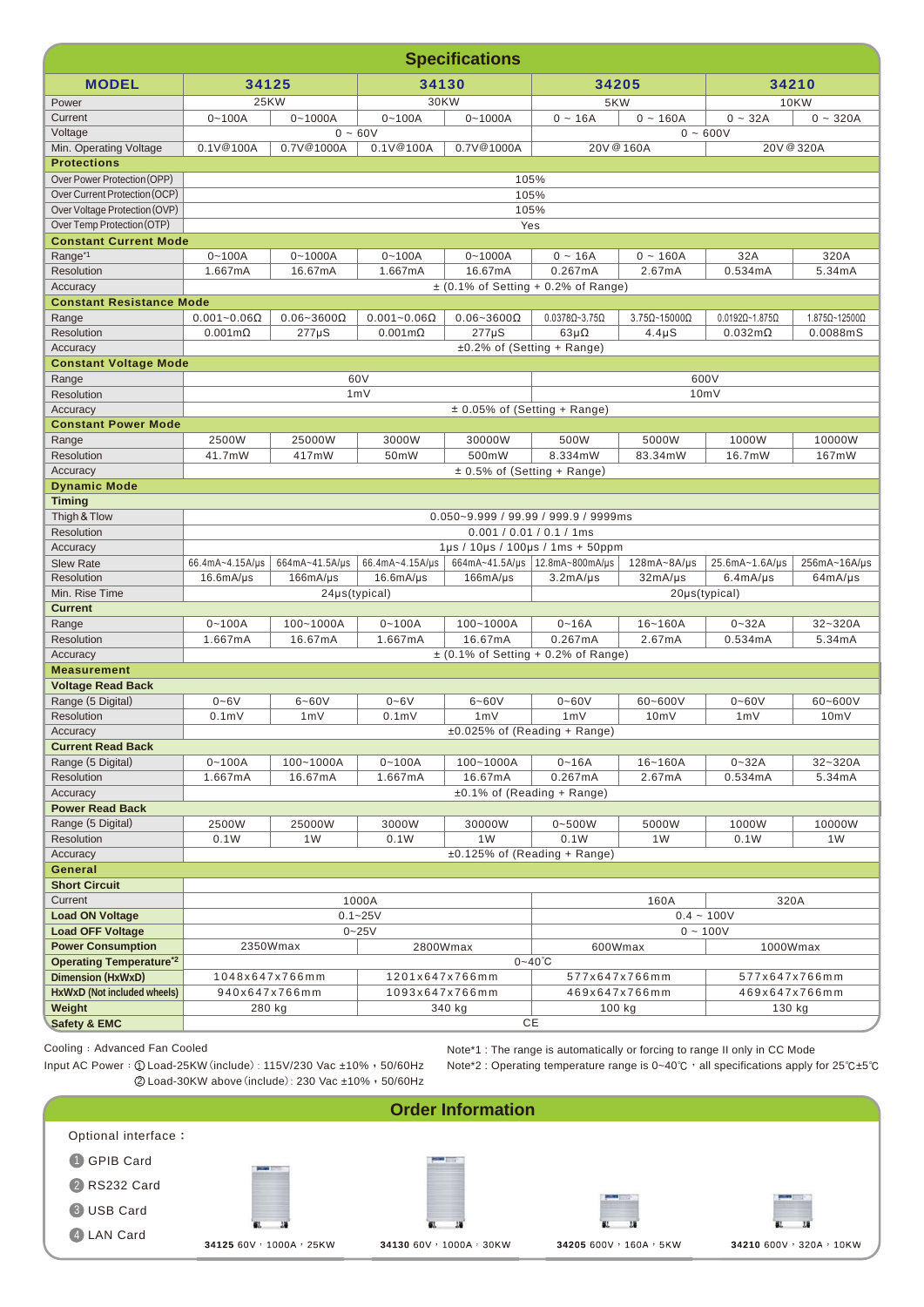## Specifications

| MODEL | 34125 | | 34130 | | 34205 | | 34210 | |
|---|---|---|---|---|---|---|---|---|
| Power | 25KW | | 30KW | | 5KW | | 10KW | |
| Current | 0~100A | 0~1000A | 0~100A | 0~1000A | 0 ~ 16A | 0 ~ 160A | 0 ~ 32A | 0 ~ 320A |
| Voltage | 0 ~ 60V | | | | 0 ~ 600V | | | |
| Min. Operating Voltage | 0.1V@100A | 0.7V@1000A | 0.1V@100A | 0.7V@1000A | 20V@160A | | 20V@320A | |
| **Protections** | | | | | | | | |
| Over Power Protection(OPP) | 105% | | | | | | | |
| Over Current Protection(OCP) | 105% | | | | | | | |
| Over Voltage Protection(OVP) | 105% | | | | | | | |
| Over Temp Protection(OTP) | Yes | | | | | | | |
| **Constant Current Mode** | | | | | | | | |
| Range[*1] | 0~100A | 0~1000A | 0~100A | 0~1000A | 0 ~ 16A | 0 ~ 160A | 32A | 320A |
| Resolution | 1.667mA | 16.67mA | 1.667mA | 16.67mA | 0.267mA | 2.67mA | 0.534mA | 5.34mA |
| Accuracy | ± (0.1% of Setting + 0.2% of Range) | | | | | | | |
| **Constant Resistance Mode** | | | | | | | | |
| Range | 0.001~0.06Ω | 0.06~3600Ω | 0.001~0.06Ω | 0.06~3600Ω | 0.0378Ω~3.75Ω | 3.75Ω~15000Ω | 0.0192Ω~1.875Ω | 1.875Ω~12500Ω |
| Resolution | 0.001mΩ | 277μS | 0.001mΩ | 277μS | 63μΩ | 4.4μS | 0.032mΩ | 0.0088mS |
| Accuracy | ±0.2% of (Setting + Range) | | | | | | | |
| **Constant Voltage Mode** | | | | | | | | |
| Range | 60V | | | | 600V | | | |
| Resolution | 1mV | | | | 10mV | | | |
| Accuracy | ± 0.05% of (Setting + Range) | | | | | | | |
| **Constant Power Mode** | | | | | | | | |
| Range | 2500W | 25000W | 3000W | 30000W | 500W | 5000W | 1000W | 10000W |
| Resolution | 41.7mW | 417mW | 50mW | 500mW | 8.334mW | 83.34mW | 16.7mW | 167mW |
| Accuracy | ± 0.5% of (Setting + Range) | | | | | | | |
| **Dynamic Mode** | | | | | | | | |
| **Timing** | | | | | | | | |
| Thigh & Tlow | 0.050~9.999 / 99.99 / 999.9 / 9999ms | | | | | | | |
| Resolution | 0.001 / 0.01 / 0.1 / 1ms | | | | | | | |
| Accuracy | 1μs / 10μs / 100μs / 1ms + 50ppm | | | | | | | |
| Slew Rate | 66.4mA~4.15A/μs | 664mA~41.5A/μs | 66.4mA~4.15A/μs | 664mA~41.5A/μs | 12.8mA~800mA/μs | 128mA~8A/μs | 25.6mA~1.6A/μs | 256mA~16A/μs |
| Resolution | 16.6mA/μs | 166mA/μs | 16.6mA/μs | 166mA/μs | 3.2mA/μs | 32mA/μs | 6.4mA/μs | 64mA/μs |
| Min. Rise Time | 24μs(typical) | | | | 20μs(typical) | | | |
| **Current** | | | | | | | | |
| Range | 0~100A | 100~1000A | 0~100A | 100~1000A | 0~16A | 16~160A | 0~32A | 32~320A |
| Resolution | 1.667mA | 16.67mA | 1.667mA | 16.67mA | 0.267mA | 2.67mA | 0.534mA | 5.34mA |
| Accuracy | ± (0.1% of Setting + 0.2% of Range) | | | | | | | |
| **Measurement** | | | | | | | | |
| **Voltage Read Back** | | | | | | | | |
| Range (5 Digital) | 0~6V | 6~60V | 0~6V | 6~60V | 0~60V | 60~600V | 0~60V | 60~600V |
| Resolution | 0.1mV | 1mV | 0.1mV | 1mV | 1mV | 10mV | 1mV | 10mV |
| Accuracy | ±0.025% of (Reading + Range) | | | | | | | |
| **Current Read Back** | | | | | | | | |
| Range (5 Digital) | 0~100A | 100~1000A | 0~100A | 100~1000A | 0~16A | 16~160A | 0~32A | 32~320A |
| Resolution | 1.667mA | 16.67mA | 1.667mA | 16.67mA | 0.267mA | 2.67mA | 0.534mA | 5.34mA |
| Accuracy | ±0.1% of (Reading + Range) | | | | | | | |
| **Power Read Back** | | | | | | | | |
| Range (5 Digital) | 2500W | 25000W | 3000W | 30000W | 0~500W | 5000W | 1000W | 10000W |
| Resolution | 0.1W | 1W | 0.1W | 1W | 0.1W | 1W | 0.1W | 1W |
| Accuracy | ±0.125% of (Reading + Range) | | | | | | | |
| **General** | | | | | | | | |
| **Short Circuit** | | | | | | | | |
| Current | 1000A | | | | 160A | | 320A | |
| **Load ON Voltage** | 0.1~25V | | | | 0.4 ~ 100V | | | |
| **Load OFF Voltage** | 0~25V | | | | 0 ~ 100V | | | |
| **Power Consumption** | 2350Wmax | | 2800Wmax | | 600Wmax | | 1000Wmax | |
| **Operating Temperature[*2]** | 0~40℃ | | | | | | | |
| **Dimension (HxWxD)** | 1048x647x766mm | | 1201x647x766mm | | 577x647x766mm | | 577x647x766mm | |
| **HxWxD (Not included wheels)** | 940x647x766mm | | 1093x647x766mm | | 469x647x766mm | | 469x647x766mm | |
| **Weight** | 280 kg | | 340 kg | | 100 kg | | 130 kg | |
| **Safety & EMC** | CE | | | | | | | |

Cooling：Advanced Fan Cooled

Input AC Power：① Load-25KW (include)：115V/230 Vac ±10%，50/60Hz
② Load-30KW above (include)：230 Vac ±10%，50/60Hz

Note*1 : The range is automatically or forcing to range II only in CC Mode

Note*2 : Operating temperature range is 0~40℃，all specifications apply for 25℃±5℃

## Order Information

Optional interface：

1. GPIB Card
2. RS232 Card
3. USB Card
4. LAN Card

**34125** 60V，1000A，25KW

**34130** 60V，1000A，30KW

**34205** 600V，160A，5KW

**34210** 600V，320A，10KW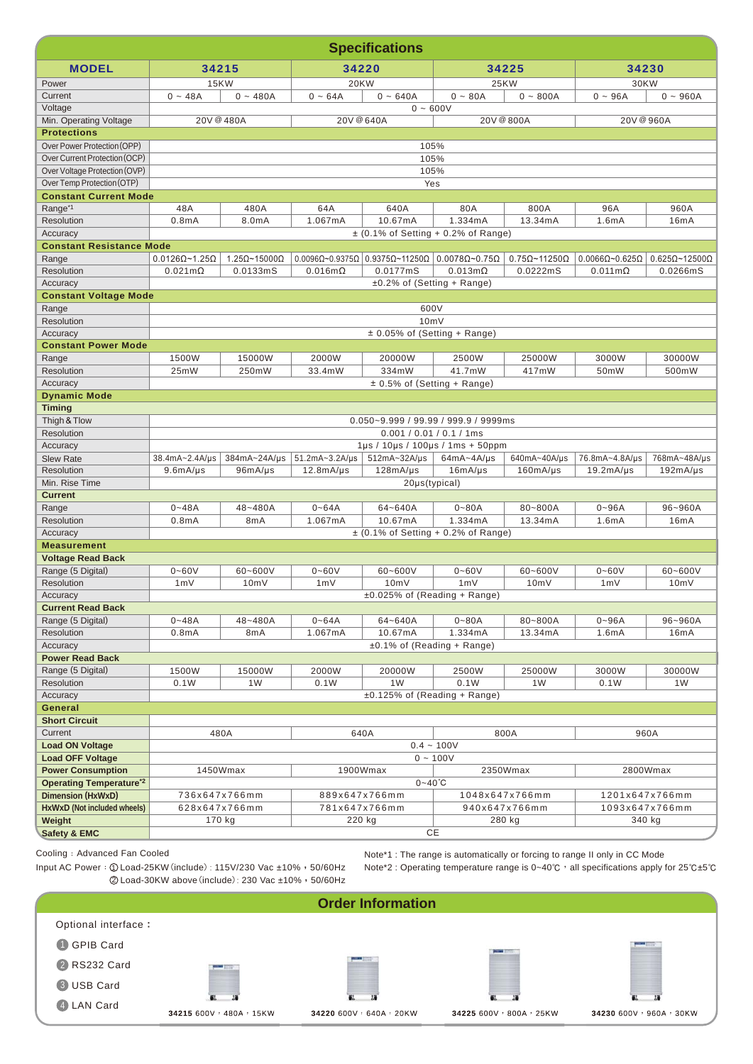## Specifications

| MODEL | 34215 | | 34220 | | 34225 | | 34230 | |
|---|---|---|---|---|---|---|---|---|
| Power | 15KW | | 20KW | | 25KW | | 30KW | |
| Current | 0 ~ 48A | 0 ~ 480A | 0 ~ 64A | 0 ~ 640A | 0 ~ 80A | 0 ~ 800A | 0 ~ 96A | 0 ~ 960A |
| Voltage | 0 ~ 600V | | | | | | | |
| Min. Operating Voltage | 20V@480A | | 20V@640A | | 20V@800A | | 20V@960A | |
| **Protections** | | | | | | | | |
| Over Power Protection(OPP) | 105% | | | | | | | |
| Over Current Protection(OCP) | 105% | | | | | | | |
| Over Voltage Protection(OVP) | 105% | | | | | | | |
| Over Temp Protection(OTP) | Yes | | | | | | | |
| **Constant Current Mode** | | | | | | | | |
| Range[*1] | 48A | 480A | 64A | 640A | 80A | 800A | 96A | 960A |
| Resolution | 0.8mA | 8.0mA | 1.067mA | 10.67mA | 1.334mA | 13.34mA | 1.6mA | 16mA |
| Accuracy | ± (0.1% of Setting + 0.2% of Range) | | | | | | | |
| **Constant Resistance Mode** | | | | | | | | |
| Range | 0.0126Ω~1.25Ω | 1.25Ω~15000Ω | 0.0096Ω~0.9375Ω | 0.9375Ω~11250Ω | 0.0078Ω~0.75Ω | 0.75Ω~11250Ω | 0.0066Ω~0.625Ω | 0.625Ω~12500Ω |
| Resolution | 0.021mΩ | 0.0133mS | 0.016mΩ | 0.0177mS | 0.013mΩ | 0.0222mS | 0.011mΩ | 0.0266mS |
| Accuracy | ±0.2% of (Setting + Range) | | | | | | | |
| **Constant Voltage Mode** | | | | | | | | |
| Range | 600V | | | | | | | |
| Resolution | 10mV | | | | | | | |
| Accuracy | ± 0.05% of (Setting + Range) | | | | | | | |
| **Constant Power Mode** | | | | | | | | |
| Range | 1500W | 15000W | 2000W | 20000W | 2500W | 25000W | 3000W | 30000W |
| Resolution | 25mW | 250mW | 33.4mW | 334mW | 41.7mW | 417mW | 50mW | 500mW |
| Accuracy | ± 0.5% of (Setting + Range) | | | | | | | |
| **Dynamic Mode** | | | | | | | | |
| **Timing** | | | | | | | | |
| Thigh & Tlow | 0.050~9.999 / 99.99 / 999.9 / 9999ms | | | | | | | |
| Resolution | 0.001 / 0.01 / 0.1 / 1ms | | | | | | | |
| Accuracy | 1μs / 10μs / 100μs / 1ms + 50ppm | | | | | | | |
| Slew Rate | 38.4mA~2.4A/μs | 384mA~24A/μs | 51.2mA~3.2A/μs | 512mA~32A/μs | 64mA~4A/μs | 640mA~40A/μs | 76.8mA~4.8A/μs | 768mA~48A/μs |
| Resolution | 9.6mA/μs | 96mA/μs | 12.8mA/μs | 128mA/μs | 16mA/μs | 160mA/μs | 19.2mA/μs | 192mA/μs |
| Min. Rise Time | 20μs(typical) | | | | | | | |
| **Current** | | | | | | | | |
| Range | 0~48A | 48~480A | 0~64A | 64~640A | 0~80A | 80~800A | 0~96A | 96~960A |
| Resolution | 0.8mA | 8mA | 1.067mA | 10.67mA | 1.334mA | 13.34mA | 1.6mA | 16mA |
| Accuracy | ± (0.1% of Setting + 0.2% of Range) | | | | | | | |
| **Measurement** | | | | | | | | |
| **Voltage Read Back** | | | | | | | | |
| Range (5 Digital) | 0~60V | 60~600V | 0~60V | 60~600V | 0~60V | 60~600V | 0~60V | 60~600V |
| Resolution | 1mV | 10mV | 1mV | 10mV | 1mV | 10mV | 1mV | 10mV |
| Accuracy | ±0.025% of (Reading + Range) | | | | | | | |
| **Current Read Back** | | | | | | | | |
| Range (5 Digital) | 0~48A | 48~480A | 0~64A | 64~640A | 0~80A | 80~800A | 0~96A | 96~960A |
| Resolution | 0.8mA | 8mA | 1.067mA | 10.67mA | 1.334mA | 13.34mA | 1.6mA | 16mA |
| Accuracy | ±0.1% of (Reading + Range) | | | | | | | |
| **Power Read Back** | | | | | | | | |
| Range (5 Digital) | 1500W | 15000W | 2000W | 20000W | 2500W | 25000W | 3000W | 30000W |
| Resolution | 0.1W | 1W | 0.1W | 1W | 0.1W | 1W | 0.1W | 1W |
| Accuracy | ±0.125% of (Reading + Range) | | | | | | | |
| **General** | | | | | | | | |
| **Short Circuit** | | | | | | | | |
| Current | 480A | | 640A | | 800A | | 960A | |
| **Load ON Voltage** | 0.4 ~ 100V | | | | | | | |
| **Load OFF Voltage** | 0 ~ 100V | | | | | | | |
| **Power Consumption** | 1450Wmax | | 1900Wmax | | 2350Wmax | | 2800Wmax | |
| **Operating Temperature[*2]** | 0~40℃ | | | | | | | |
| **Dimension (HxWxD)** | 736x647x766mm | | 889x647x766mm | | 1048x647x766mm | | 1201x647x766mm | |
| **HxWxD (Not included wheels)** | 628x647x766mm | | 781x647x766mm | | 940x647x766mm | | 1093x647x766mm | |
| **Weight** | 170 kg | | 220 kg | | 280 kg | | 340 kg | |
| **Safety & EMC** | CE | | | | | | | |

Cooling：Advanced Fan Cooled

Input AC Power：① Load-25KW (include)：115V/230 Vac ±10%，50/60Hz
② Load-30KW above (include)：230 Vac ±10%，50/60Hz

Note*1 : The range is automatically or forcing to range II only in CC Mode

Note*2 : Operating temperature range is 0~40℃，all specifications apply for 25℃±5℃

## Order Information

Optional interface：

1. GPIB Card
2. RS232 Card
3. USB Card
4. LAN Card

**34215** 600V，480A，15KW

**34220** 600V，640A，20KW

**34225** 600V，800A，25KW

**34230** 600V，960A，30KW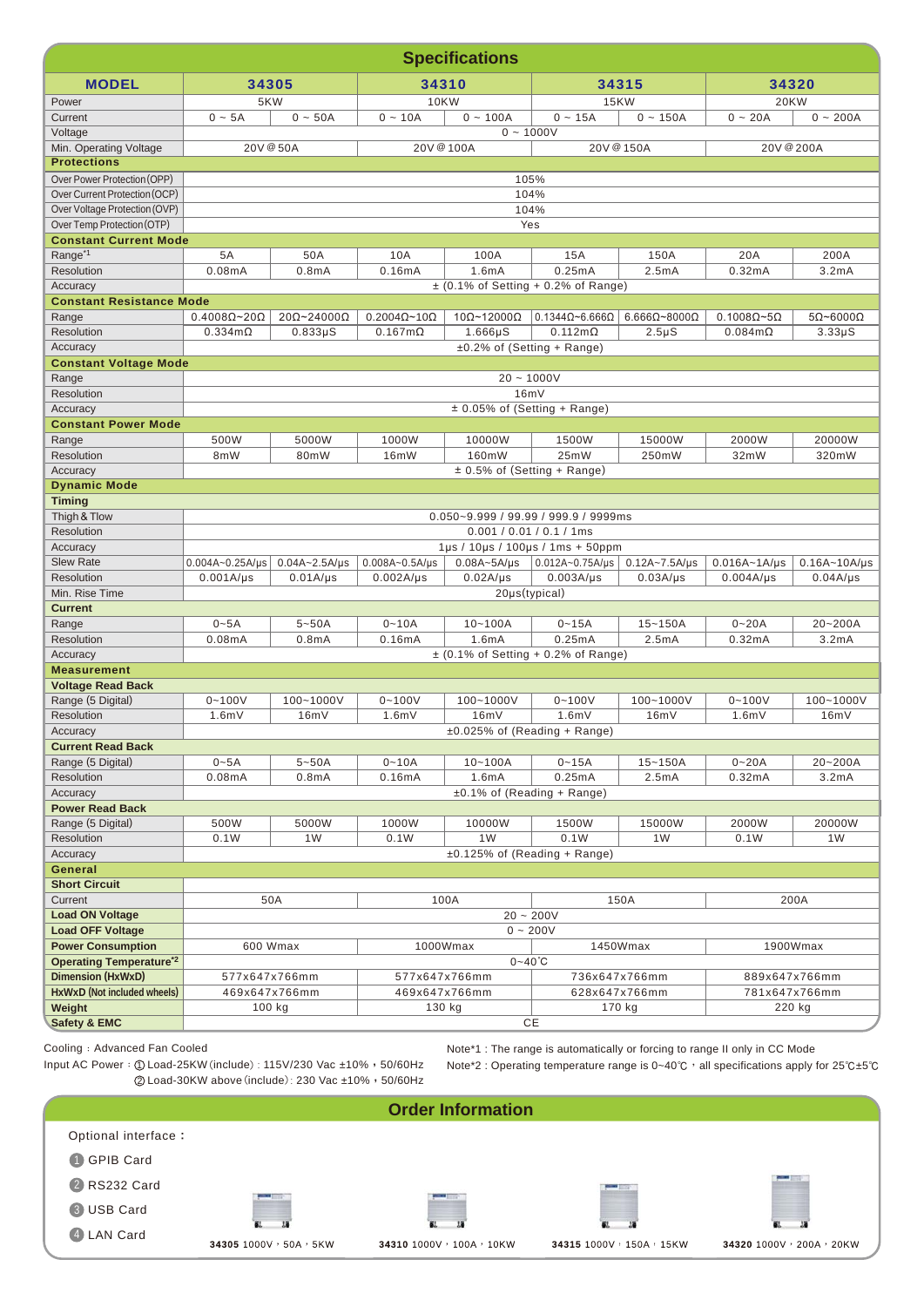## Specifications

| MODEL | 34305 | | 34310 | | 34315 | | 34320 | |
|---|---|---|---|---|---|---|---|---|
| Power | 5KW | | 10KW | | 15KW | | 20KW | |
| Current | 0 ~ 5A | 0 ~ 50A | 0 ~ 10A | 0 ~ 100A | 0 ~ 15A | 0 ~ 150A | 0 ~ 20A | 0 ~ 200A |
| Voltage | 0 ~ 1000V | | | | | | | |
| Min. Operating Voltage | 20V@50A | | 20V@100A | | 20V@150A | | 20V@200A | |
| **Protections** | | | | | | | | |
| Over Power Protection (OPP) | 105% | | | | | | | |
| Over Current Protection (OCP) | 104% | | | | | | | |
| Over Voltage Protection (OVP) | 104% | | | | | | | |
| Over Temp Protection (OTP) | Yes | | | | | | | |
| **Constant Current Mode** | | | | | | | | |
| Range*1 | 5A | 50A | 10A | 100A | 15A | 150A | 20A | 200A |
| Resolution | 0.08mA | 0.8mA | 0.16mA | 1.6mA | 0.25mA | 2.5mA | 0.32mA | 3.2mA |
| Accuracy | ± (0.1% of Setting + 0.2% of Range) | | | | | | | |
| **Constant Resistance Mode** | | | | | | | | |
| Range | 0.4008Ω~20Ω | 20Ω~24000Ω | 0.2004Ω~10Ω | 10Ω~12000Ω | 0.1344Ω~6.666Ω | 6.666Ω~8000Ω | 0.1008Ω~5Ω | 5Ω~6000Ω |
| Resolution | 0.334mΩ | 0.833μS | 0.167mΩ | 1.666μS | 0.112mΩ | 2.5μS | 0.084mΩ | 3.33μS |
| Accuracy | ±0.2% of (Setting + Range) | | | | | | | |
| **Constant Voltage Mode** | | | | | | | | |
| Range | 20 ~ 1000V | | | | | | | |
| Resolution | 16mV | | | | | | | |
| Accuracy | ± 0.05% of (Setting + Range) | | | | | | | |
| **Constant Power Mode** | | | | | | | | |
| Range | 500W | 5000W | 1000W | 10000W | 1500W | 15000W | 2000W | 20000W |
| Resolution | 8mW | 80mW | 16mW | 160mW | 25mW | 250mW | 32mW | 320mW |
| Accuracy | ± 0.5% of (Setting + Range) | | | | | | | |
| **Dynamic Mode** | | | | | | | | |
| **Timing** | | | | | | | | |
| Thigh & Tlow | 0.050~9.999 / 99.99 / 999.9 / 9999ms | | | | | | | |
| Resolution | 0.001 / 0.01 / 0.1 / 1ms | | | | | | | |
| Accuracy | 1μs / 10μs / 100μs / 1ms + 50ppm | | | | | | | |
| Slew Rate | 0.004A~0.25A/μs | 0.04A~2.5A/μs | 0.008A~0.5A/μs | 0.08A~5A/μs | 0.012A~0.75A/μs | 0.12A~7.5A/μs | 0.016A~1A/μs | 0.16A~10A/μs |
| Resolution | 0.001A/μs | 0.01A/μs | 0.002A/μs | 0.02A/μs | 0.003A/μs | 0.03A/μs | 0.004A/μs | 0.04A/μs |
| Min. Rise Time | 20μs(typical) | | | | | | | |
| **Current** | | | | | | | | |
| Range | 0~5A | 5~50A | 0~10A | 10~100A | 0~15A | 15~150A | 0~20A | 20~200A |
| Resolution | 0.08mA | 0.8mA | 0.16mA | 1.6mA | 0.25mA | 2.5mA | 0.32mA | 3.2mA |
| Accuracy | ± (0.1% of Setting + 0.2% of Range) | | | | | | | |
| **Measurement** | | | | | | | | |
| **Voltage Read Back** | | | | | | | | |
| Range (5 Digital) | 0~100V | 100~1000V | 0~100V | 100~1000V | 0~100V | 100~1000V | 0~100V | 100~1000V |
| Resolution | 1.6mV | 16mV | 1.6mV | 16mV | 1.6mV | 16mV | 1.6mV | 16mV |
| Accuracy | ±0.025% of (Reading + Range) | | | | | | | |
| **Current Read Back** | | | | | | | | |
| Range (5 Digital) | 0~5A | 5~50A | 0~10A | 10~100A | 0~15A | 15~150A | 0~20A | 20~200A |
| Resolution | 0.08mA | 0.8mA | 0.16mA | 1.6mA | 0.25mA | 2.5mA | 0.32mA | 3.2mA |
| Accuracy | ±0.1% of (Reading + Range) | | | | | | | |
| **Power Read Back** | | | | | | | | |
| Range (5 Digital) | 500W | 5000W | 1000W | 10000W | 1500W | 15000W | 2000W | 20000W |
| Resolution | 0.1W | 1W | 0.1W | 1W | 0.1W | 1W | 0.1W | 1W |
| Accuracy | ±0.125% of (Reading + Range) | | | | | | | |
| **General** | | | | | | | | |
| **Short Circuit** | | | | | | | | |
| Current | 50A | | 100A | | 150A | | 200A | |
| **Load ON Voltage** | 20 ~ 200V | | | | | | | |
| **Load OFF Voltage** | 0 ~ 200V | | | | | | | |
| **Power Consumption** | 600 Wmax | | 1000Wmax | | 1450Wmax | | 1900Wmax | |
| **Operating Temperature*2** | 0~40℃ | | | | | | | |
| **Dimension (HxWxD)** | 577x647x766mm | | 577x647x766mm | | 736x647x766mm | | 889x647x766mm | |
| **HxWxD (Not included wheels)** | 469x647x766mm | | 469x647x766mm | | 628x647x766mm | | 781x647x766mm | |
| **Weight** | 100 kg | | 130 kg | | 170 kg | | 220 kg | |
| **Safety & EMC** | CE | | | | | | | |

Cooling：Advanced Fan Cooled

Input AC Power：① Load-25KW (include)：115V/230 Vac ±10%，50/60Hz
② Load-30KW above (include)：230 Vac ±10%，50/60Hz

Note*1 : The range is automatically or forcing to range II only in CC Mode

Note*2 : Operating temperature range is 0~40℃，all specifications apply for 25℃±5℃

## Order Information

Optional interface：

1. GPIB Card
2. RS232 Card
3. USB Card
4. LAN Card

**34305** 1000V，50A，5KW

**34310** 1000V，100A，10KW

**34315** 1000V，150A，15KW

**34320** 1000V，200A，20KW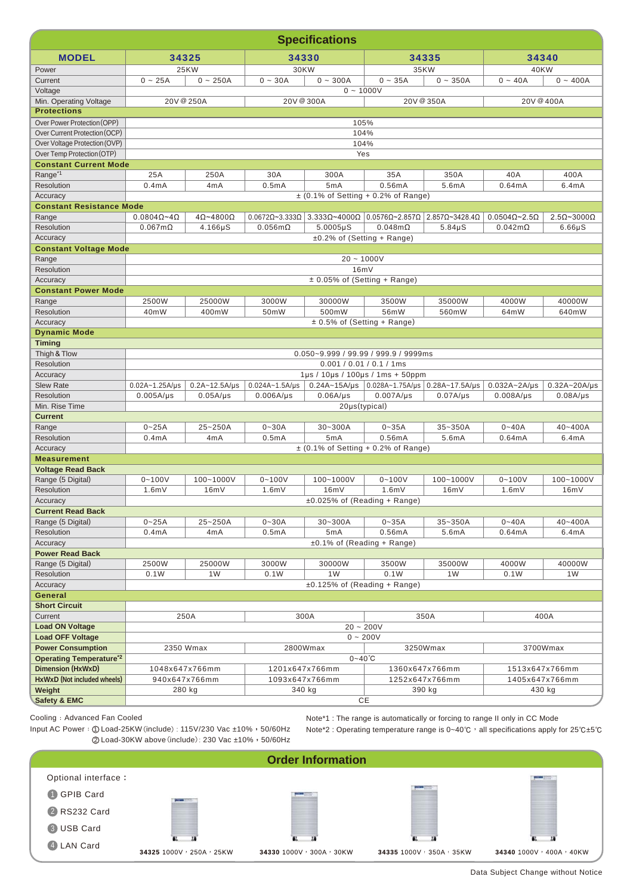## Specifications

| MODEL | 34325 | | 34330 | | 34335 | | 34340 | |
|---|---|---|---|---|---|---|---|---|
| Power | 25KW | | 30KW | | 35KW | | 40KW | |
| Current | 0 ~ 25A | 0 ~ 250A | 0 ~ 30A | 0 ~ 300A | 0 ~ 35A | 0 ~ 350A | 0 ~ 40A | 0 ~ 400A |
| Voltage | 0 ~ 1000V | | | | | | | |
| Min. Operating Voltage | 20V @ 250A | | 20V @ 300A | | 20V @ 350A | | 20V @ 400A | |
| **Protections** | | | | | | | | |
| Over Power Protection (OPP) | 105% | | | | | | | |
| Over Current Protection (OCP) | 104% | | | | | | | |
| Over Voltage Protection (OVP) | 104% | | | | | | | |
| Over Temp Protection (OTP) | Yes | | | | | | | |
| **Constant Current Mode** | | | | | | | | |
| Range[*1] | 25A | 250A | 30A | 300A | 35A | 350A | 40A | 400A |
| Resolution | 0.4mA | 4mA | 0.5mA | 5mA | 0.56mA | 5.6mA | 0.64mA | 6.4mA |
| Accuracy | ± (0.1% of Setting + 0.2% of Range) | | | | | | | |
| **Constant Resistance Mode** | | | | | | | | |
| Range | 0.0804Ω~4Ω | 4Ω~4800Ω | 0.0672Ω~3.333Ω | 3.333Ω~4000Ω | 0.0576Ω~2.857Ω | 2.857Ω~3428.4Ω | 0.0504Ω~2.5Ω | 2.5Ω~3000Ω |
| Resolution | 0.067mΩ | 4.166μS | 0.056mΩ | 5.0005μS | 0.048mΩ | 5.84μS | 0.042mΩ | 6.66μS |
| Accuracy | ±0.2% of (Setting + Range) | | | | | | | |
| **Constant Voltage Mode** | | | | | | | | |
| Range | 20 ~ 1000V | | | | | | | |
| Resolution | 16mV | | | | | | | |
| Accuracy | ± 0.05% of (Setting + Range) | | | | | | | |
| **Constant Power Mode** | | | | | | | | |
| Range | 2500W | 25000W | 3000W | 30000W | 3500W | 35000W | 4000W | 40000W |
| Resolution | 40mW | 400mW | 50mW | 500mW | 56mW | 560mW | 64mW | 640mW |
| Accuracy | ± 0.5% of (Setting + Range) | | | | | | | |
| **Dynamic Mode** | | | | | | | | |
| **Timing** | | | | | | | | |
| Thigh & Tlow | 0.050~9.999 / 99.99 / 999.9 / 9999ms | | | | | | | |
| Resolution | 0.001 / 0.01 / 0.1 / 1ms | | | | | | | |
| Accuracy | 1μs / 10μs / 100μs / 1ms + 50ppm | | | | | | | |
| Slew Rate | 0.02A~1.25A/μs | 0.2A~12.5A/μs | 0.024A~1.5A/μs | 0.24A~15A/μs | 0.028A~1.75A/μs | 0.28A~17.5A/μs | 0.032A~2A/μs | 0.32A~20A/μs |
| Resolution | 0.005A/μs | 0.05A/μs | 0.006A/μs | 0.06A/μs | 0.007A/μs | 0.07A/μs | 0.008A/μs | 0.08A/μs |
| Min. Rise Time | 20μs(typical) | | | | | | | |
| **Current** | | | | | | | | |
| Range | 0~25A | 25~250A | 0~30A | 30~300A | 0~35A | 35~350A | 0~40A | 40~400A |
| Resolution | 0.4mA | 4mA | 0.5mA | 5mA | 0.56mA | 5.6mA | 0.64mA | 6.4mA |
| Accuracy | ± (0.1% of Setting + 0.2% of Range) | | | | | | | |
| **Measurement** | | | | | | | | |
| **Voltage Read Back** | | | | | | | | |
| Range (5 Digital) | 0~100V | 100~1000V | 0~100V | 100~1000V | 0~100V | 100~1000V | 0~100V | 100~1000V |
| Resolution | 1.6mV | 16mV | 1.6mV | 16mV | 1.6mV | 16mV | 1.6mV | 16mV |
| Accuracy | ±0.025% of (Reading + Range) | | | | | | | |
| **Current Read Back** | | | | | | | | |
| Range (5 Digital) | 0~25A | 25~250A | 0~30A | 30~300A | 0~35A | 35~350A | 0~40A | 40~400A |
| Resolution | 0.4mA | 4mA | 0.5mA | 5mA | 0.56mA | 5.6mA | 0.64mA | 6.4mA |
| Accuracy | ±0.1% of (Reading + Range) | | | | | | | |
| **Power Read Back** | | | | | | | | |
| Range (5 Digital) | 2500W | 25000W | 3000W | 30000W | 3500W | 35000W | 4000W | 40000W |
| Resolution | 0.1W | 1W | 0.1W | 1W | 0.1W | 1W | 0.1W | 1W |
| Accuracy | ±0.125% of (Reading + Range) | | | | | | | |
| **General** | | | | | | | | |
| **Short Circuit** | | | | | | | | |
| Current | 250A | | 300A | | 350A | | 400A | |
| **Load ON Voltage** | 20 ~ 200V | | | | | | | |
| **Load OFF Voltage** | 0 ~ 200V | | | | | | | |
| **Power Consumption** | 2350 Wmax | | 2800Wmax | | 3250Wmax | | 3700Wmax | |
| **Operating Temperature[*2]** | 0~40℃ | | | | | | | |
| **Dimension (HxWxD)** | 1048x647x766mm | | 1201x647x766mm | | 1360x647x766mm | | 1513x647x766mm | |
| **HxWxD (Not included wheels)** | 940x647x766mm | | 1093x647x766mm | | 1252x647x766mm | | 1405x647x766mm | |
| **Weight** | 280 kg | | 340 kg | | 390 kg | | 430 kg | |
| **Safety & EMC** | CE | | | | | | | |

Cooling : Advanced Fan Cooled

Input AC Power : ① Load-25KW (include) : 115V/230 Vac ±10% , 50/60Hz
② Load-30KW above (include) : 230 Vac ±10% , 50/60Hz

Note*1 : The range is automatically or forcing to range II only in CC Mode

Note*2 : Operating temperature range is 0~40℃ , all specifications apply for 25℃±5℃

## Order Information

Optional interface :

1. GPIB Card
2. RS232 Card
3. USB Card
4. LAN Card

**34325** 1000V , 250A , 25KW

**34330** 1000V , 300A , 30KW

**34335** 1000V , 350A , 35KW

**34340** 1000V , 400A , 40KW

Data Subject Change without Notice